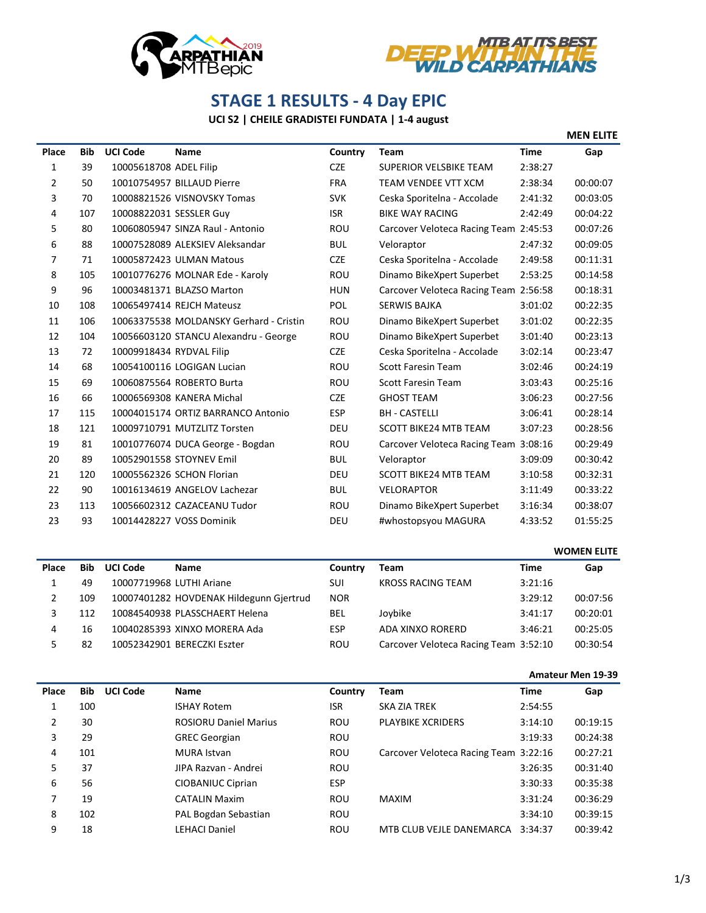# STAGE 1 RESULTS - 4 Day EPIC

**UCI S2 | CHEILE GRADISTEI FUNDATA | 1-4 august**

### MEN ELITE

| Place | Bib | UCI Code | Name | Country | Team | Time | Gap |
|---|---|---|---|---|---|---|---|
| 1 | 39 | 10005618708 | ADEL Filip | CZE | SUPERIOR VELSBIKE TEAM | 2:38:27 | |
| 2 | 50 | 10010754957 | BILLAUD Pierre | FRA | TEAM VENDEE VTT XCM | 2:38:34 | 00:00:07 |
| 3 | 70 | 10008821526 | VISNOVSKY Tomas | SVK | Ceska Sporitelna - Accolade | 2:41:32 | 00:03:05 |
| 4 | 107 | 10008822031 | SESSLER Guy | ISR | BIKE WAY RACING | 2:42:49 | 00:04:22 |
| 5 | 80 | 10060805947 | SINZA Raul - Antonio | ROU | Carcover Veloteca Racing Team | 2:45:53 | 00:07:26 |
| 6 | 88 | 10007528089 | ALEKSIEV Aleksandar | BUL | Veloraptor | 2:47:32 | 00:09:05 |
| 7 | 71 | 10005872423 | ULMAN Matous | CZE | Ceska Sporitelna - Accolade | 2:49:58 | 00:11:31 |
| 8 | 105 | 10010776276 | MOLNAR Ede - Karoly | ROU | Dinamo BikeXpert Superbet | 2:53:25 | 00:14:58 |
| 9 | 96 | 10003481371 | BLAZSO Marton | HUN | Carcover Veloteca Racing Team | 2:56:58 | 00:18:31 |
| 10 | 108 | 10065497414 | REJCH Mateusz | POL | SERWIS BAJKA | 3:01:02 | 00:22:35 |
| 11 | 106 | 10063375538 | MOLDANSKY Gerhard - Cristin | ROU | Dinamo BikeXpert Superbet | 3:01:02 | 00:22:35 |
| 12 | 104 | 10056603120 | STANCU Alexandru - George | ROU | Dinamo BikeXpert Superbet | 3:01:40 | 00:23:13 |
| 13 | 72 | 10009918434 | RYDVAL Filip | CZE | Ceska Sporitelna - Accolade | 3:02:14 | 00:23:47 |
| 14 | 68 | 10054100116 | LOGIGAN Lucian | ROU | Scott Faresin Team | 3:02:46 | 00:24:19 |
| 15 | 69 | 10060875564 | ROBERTO Burta | ROU | Scott Faresin Team | 3:03:43 | 00:25:16 |
| 16 | 66 | 10006569308 | KANERA Michal | CZE | GHOST TEAM | 3:06:23 | 00:27:56 |
| 17 | 115 | 10004015174 | ORTIZ BARRANCO Antonio | ESP | BH - CASTELLI | 3:06:41 | 00:28:14 |
| 18 | 121 | 10009710791 | MUTZLITZ Torsten | DEU | SCOTT BIKE24 MTB TEAM | 3:07:23 | 00:28:56 |
| 19 | 81 | 10010776074 | DUCA George - Bogdan | ROU | Carcover Veloteca Racing Team | 3:08:16 | 00:29:49 |
| 20 | 89 | 10052901558 | STOYNEV Emil | BUL | Veloraptor | 3:09:09 | 00:30:42 |
| 21 | 120 | 10005562326 | SCHON Florian | DEU | SCOTT BIKE24 MTB TEAM | 3:10:58 | 00:32:31 |
| 22 | 90 | 10016134619 | ANGELOV Lachezar | BUL | VELORAPTOR | 3:11:49 | 00:33:22 |
| 23 | 113 | 10056602312 | CAZACEANU Tudor | ROU | Dinamo BikeXpert Superbet | 3:16:34 | 00:38:07 |
| 23 | 93 | 10014428227 | VOSS Dominik | DEU | #whostopsyou MAGURA | 4:33:52 | 01:55:25 |

### WOMEN ELITE

| Place | Bib | UCI Code | Name | Country | Team | Time | Gap |
|---|---|---|---|---|---|---|---|
| 1 | 49 | 10007719968 | LUTHI Ariane | SUI | KROSS RACING TEAM | 3:21:16 | |
| 2 | 109 | 10007401282 | HOVDENAK Hildegunn Gjertrud | NOR | | 3:29:12 | 00:07:56 |
| 3 | 112 | 10084540938 | PLASSCHAERT Helena | BEL | Joybike | 3:41:17 | 00:20:01 |
| 4 | 16 | 10040285393 | XINXO MORERA Ada | ESP | ADA XINXO RORERD | 3:46:21 | 00:25:05 |
| 5 | 82 | 10052342901 | BERECZKI Eszter | ROU | Carcover Veloteca Racing Team | 3:52:10 | 00:30:54 |

### Amateur Men 19-39

| Place | Bib | UCI Code | Name | Country | Team | Time | Gap |
|---|---|---|---|---|---|---|---|
| 1 | 100 | | ISHAY Rotem | ISR | SKA ZIA TREK | 2:54:55 | |
| 2 | 30 | | ROSIORU Daniel Marius | ROU | PLAYBIKE XCRIDERS | 3:14:10 | 00:19:15 |
| 3 | 29 | | GREC Georgian | ROU | | 3:19:33 | 00:24:38 |
| 4 | 101 | | MURA Istvan | ROU | Carcover Veloteca Racing Team | 3:22:16 | 00:27:21 |
| 5 | 37 | | JIPA Razvan - Andrei | ROU | | 3:26:35 | 00:31:40 |
| 6 | 56 | | CIOBANIUC Ciprian | ESP | | 3:30:33 | 00:35:38 |
| 7 | 19 | | CATALIN Maxim | ROU | MAXIM | 3:31:24 | 00:36:29 |
| 8 | 102 | | PAL Bogdan Sebastian | ROU | | 3:34:10 | 00:39:15 |
| 9 | 18 | | LEHACI Daniel | ROU | MTB CLUB VEJLE DANEMARCA | 3:34:37 | 00:39:42 |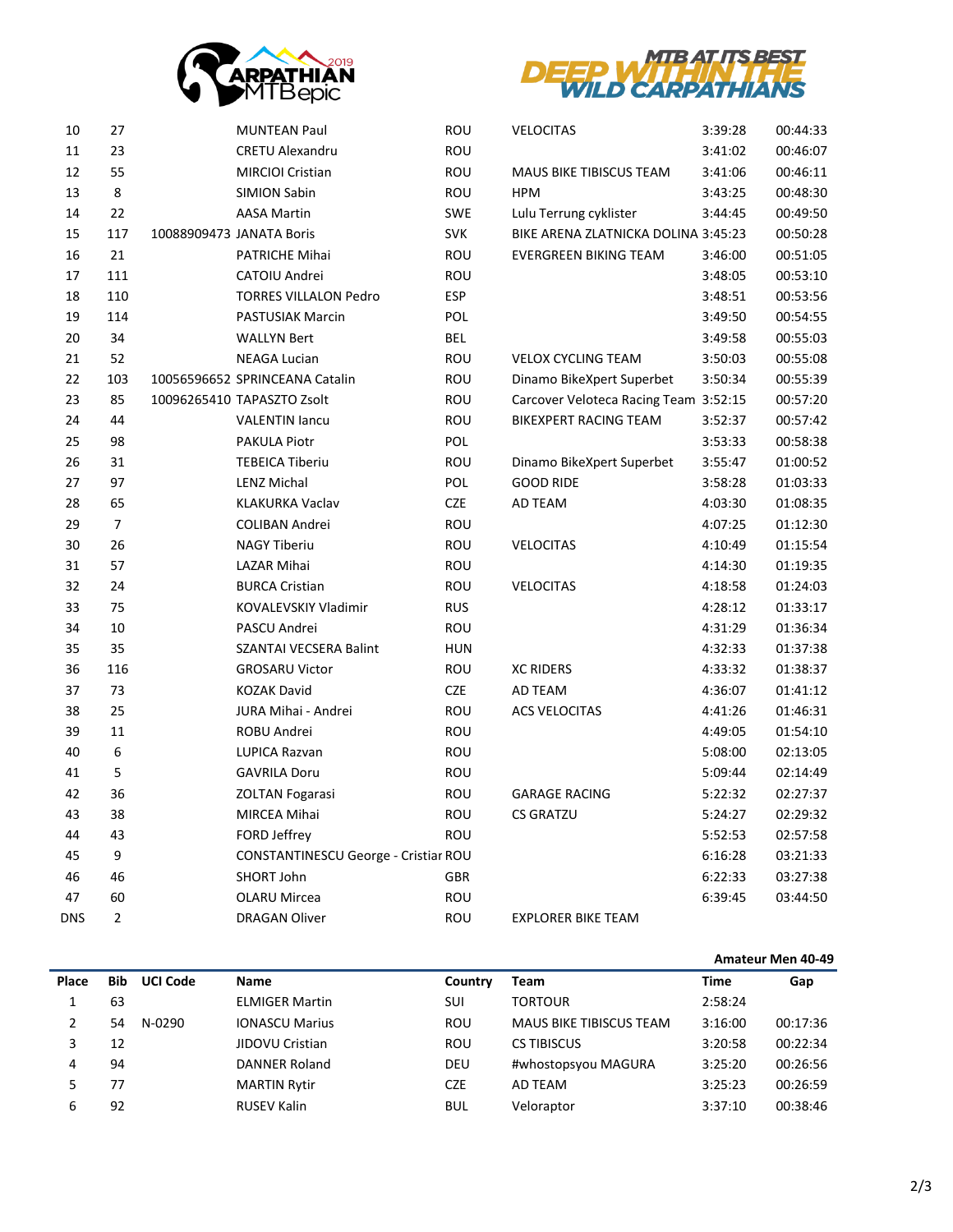| Place | Bib | UCI Code | Name | Country | Team | Time | Gap |
|---|---|---|---|---|---|---|---|
| 10 | 27 | | MUNTEAN Paul | ROU | VELOCITAS | 3:39:28 | 00:44:33 |
| 11 | 23 | | CRETU Alexandru | ROU | | 3:41:02 | 00:46:07 |
| 12 | 55 | | MIRCIOI Cristian | ROU | MAUS BIKE TIBISCUS TEAM | 3:41:06 | 00:46:11 |
| 13 | 8 | | SIMION Sabin | ROU | HPM | 3:43:25 | 00:48:30 |
| 14 | 22 | | AASA Martin | SWE | Lulu Terrung cyklister | 3:44:45 | 00:49:50 |
| 15 | 117 | 10088909473 | JANATA Boris | SVK | BIKE ARENA ZLATNICKA DOLINA | 3:45:23 | 00:50:28 |
| 16 | 21 | | PATRICHE Mihai | ROU | EVERGREEN BIKING TEAM | 3:46:00 | 00:51:05 |
| 17 | 111 | | CATOIU Andrei | ROU | | 3:48:05 | 00:53:10 |
| 18 | 110 | | TORRES VILLALON Pedro | ESP | | 3:48:51 | 00:53:56 |
| 19 | 114 | | PASTUSIAK Marcin | POL | | 3:49:50 | 00:54:55 |
| 20 | 34 | | WALLYN Bert | BEL | | 3:49:58 | 00:55:03 |
| 21 | 52 | | NEAGA Lucian | ROU | VELOX CYCLING TEAM | 3:50:03 | 00:55:08 |
| 22 | 103 | 10056596652 | SPRINCEANA Catalin | ROU | Dinamo BikeXpert Superbet | 3:50:34 | 00:55:39 |
| 23 | 85 | 10096265410 | TAPASZTO Zsolt | ROU | Carcover Veloteca Racing Team | 3:52:15 | 00:57:20 |
| 24 | 44 | | VALENTIN Iancu | ROU | BIKEXPERT RACING TEAM | 3:52:37 | 00:57:42 |
| 25 | 98 | | PAKULA Piotr | POL | | 3:53:33 | 00:58:38 |
| 26 | 31 | | TEBEICA Tiberiu | ROU | Dinamo BikeXpert Superbet | 3:55:47 | 01:00:52 |
| 27 | 97 | | LENZ Michal | POL | GOOD RIDE | 3:58:28 | 01:03:33 |
| 28 | 65 | | KLAKURKA Vaclav | CZE | AD TEAM | 4:03:30 | 01:08:35 |
| 29 | 7 | | COLIBAN Andrei | ROU | | 4:07:25 | 01:12:30 |
| 30 | 26 | | NAGY Tiberiu | ROU | VELOCITAS | 4:10:49 | 01:15:54 |
| 31 | 57 | | LAZAR Mihai | ROU | | 4:14:30 | 01:19:35 |
| 32 | 24 | | BURCA Cristian | ROU | VELOCITAS | 4:18:58 | 01:24:03 |
| 33 | 75 | | KOVALEVSKIY Vladimir | RUS | | 4:28:12 | 01:33:17 |
| 34 | 10 | | PASCU Andrei | ROU | | 4:31:29 | 01:36:34 |
| 35 | 35 | | SZANTAI VECSERA Balint | HUN | | 4:32:33 | 01:37:38 |
| 36 | 116 | | GROSARU Victor | ROU | XC RIDERS | 4:33:32 | 01:38:37 |
| 37 | 73 | | KOZAK David | CZE | AD TEAM | 4:36:07 | 01:41:12 |
| 38 | 25 | | JURA Mihai - Andrei | ROU | ACS VELOCITAS | 4:41:26 | 01:46:31 |
| 39 | 11 | | ROBU Andrei | ROU | | 4:49:05 | 01:54:10 |
| 40 | 6 | | LUPICA Razvan | ROU | | 5:08:00 | 02:13:05 |
| 41 | 5 | | GAVRILA Doru | ROU | | 5:09:44 | 02:14:49 |
| 42 | 36 | | ZOLTAN Fogarasi | ROU | GARAGE RACING | 5:22:32 | 02:27:37 |
| 43 | 38 | | MIRCEA Mihai | ROU | CS GRATZU | 5:24:27 | 02:29:32 |
| 44 | 43 | | FORD Jeffrey | ROU | | 5:52:53 | 02:57:58 |
| 45 | 9 | | CONSTANTINESCU George - Cristiar | ROU | | 6:16:28 | 03:21:33 |
| 46 | 46 | | SHORT John | GBR | | 6:22:33 | 03:27:38 |
| 47 | 60 | | OLARU Mircea | ROU | | 6:39:45 | 03:44:50 |
| DNS | 2 | | DRAGAN Oliver | ROU | EXPLORER BIKE TEAM | | |

**Amateur Men 40-49**

| Place | Bib | UCI Code | Name | Country | Team | Time | Gap |
|---|---|---|---|---|---|---|---|
| 1 | 63 | | ELMIGER Martin | SUI | TORTOUR | 2:58:24 | |
| 2 | 54 | N-0290 | IONASCU Marius | ROU | MAUS BIKE TIBISCUS TEAM | 3:16:00 | 00:17:36 |
| 3 | 12 | | JIDOVU Cristian | ROU | CS TIBISCUS | 3:20:58 | 00:22:34 |
| 4 | 94 | | DANNER Roland | DEU | #whostopsyou MAGURA | 3:25:20 | 00:26:56 |
| 5 | 77 | | MARTIN Rytir | CZE | AD TEAM | 3:25:23 | 00:26:59 |
| 6 | 92 | | RUSEV Kalin | BUL | Veloraptor | 3:37:10 | 00:38:46 |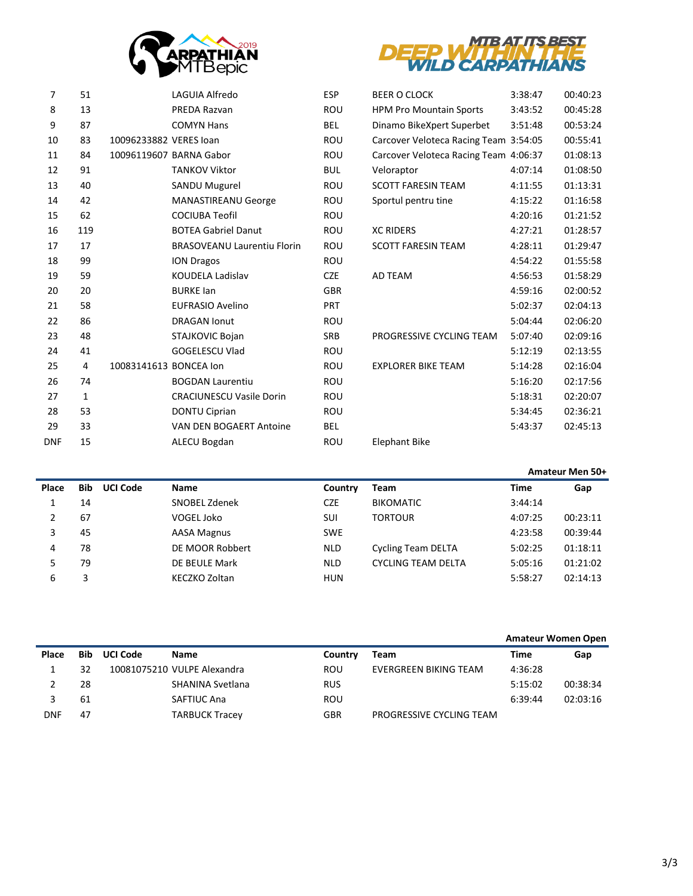| | | | | | | | |
|---|---|---|---|---|---|---|---|
| 7 | 51 | | LAGUIA Alfredo | ESP | BEER O CLOCK | 3:38:47 | 00:40:23 |
| 8 | 13 | | PREDA Razvan | ROU | HPM Pro Mountain Sports | 3:43:52 | 00:45:28 |
| 9 | 87 | | COMYN Hans | BEL | Dinamo BikeXpert Superbet | 3:51:48 | 00:53:24 |
| 10 | 83 | 10096233882 | VERES Ioan | ROU | Carcover Veloteca Racing Team | 3:54:05 | 00:55:41 |
| 11 | 84 | 10096119607 | BARNA Gabor | ROU | Carcover Veloteca Racing Team | 4:06:37 | 01:08:13 |
| 12 | 91 | | TANKOV Viktor | BUL | Veloraptor | 4:07:14 | 01:08:50 |
| 13 | 40 | | SANDU Mugurel | ROU | SCOTT FARESIN TEAM | 4:11:55 | 01:13:31 |
| 14 | 42 | | MANASTIREANU George | ROU | Sportul pentru tine | 4:15:22 | 01:16:58 |
| 15 | 62 | | COCIUBA Teofil | ROU | | 4:20:16 | 01:21:52 |
| 16 | 119 | | BOTEA Gabriel Danut | ROU | XC RIDERS | 4:27:21 | 01:28:57 |
| 17 | 17 | | BRASOVEANU Laurentiu Florin | ROU | SCOTT FARESIN TEAM | 4:28:11 | 01:29:47 |
| 18 | 99 | | ION Dragos | ROU | | 4:54:22 | 01:55:58 |
| 19 | 59 | | KOUDELA Ladislav | CZE | AD TEAM | 4:56:53 | 01:58:29 |
| 20 | 20 | | BURKE Ian | GBR | | 4:59:16 | 02:00:52 |
| 21 | 58 | | EUFRASIO Avelino | PRT | | 5:02:37 | 02:04:13 |
| 22 | 86 | | DRAGAN Ionut | ROU | | 5:04:44 | 02:06:20 |
| 23 | 48 | | STAJKOVIC Bojan | SRB | PROGRESSIVE CYCLING TEAM | 5:07:40 | 02:09:16 |
| 24 | 41 | | GOGELESCU Vlad | ROU | | 5:12:19 | 02:13:55 |
| 25 | 4 | 10083141613 | BONCEA Ion | ROU | EXPLORER BIKE TEAM | 5:14:28 | 02:16:04 |
| 26 | 74 | | BOGDAN Laurentiu | ROU | | 5:16:20 | 02:17:56 |
| 27 | 1 | | CRACIUNESCU Vasile Dorin | ROU | | 5:18:31 | 02:20:07 |
| 28 | 53 | | DONTU Ciprian | ROU | | 5:34:45 | 02:36:21 |
| 29 | 33 | | VAN DEN BOGAERT Antoine | BEL | | 5:43:37 | 02:45:13 |
| DNF | 15 | | ALECU Bogdan | ROU | Elephant Bike | | |

**Amateur Men 50+**

| Place | Bib | UCI Code | Name | Country | Team | Time | Gap |
|---|---|---|---|---|---|---|---|
| 1 | 14 | | SNOBEL Zdenek | CZE | BIKOMATIC | 3:44:14 | |
| 2 | 67 | | VOGEL Joko | SUI | TORTOUR | 4:07:25 | 00:23:11 |
| 3 | 45 | | AASA Magnus | SWE | | 4:23:58 | 00:39:44 |
| 4 | 78 | | DE MOOR Robbert | NLD | Cycling Team DELTA | 5:02:25 | 01:18:11 |
| 5 | 79 | | DE BEULE Mark | NLD | CYCLING TEAM DELTA | 5:05:16 | 01:21:02 |
| 6 | 3 | | KECZKO Zoltan | HUN | | 5:58:27 | 02:14:13 |

**Amateur Women Open**

| Place | Bib | UCI Code | Name | Country | Team | Time | Gap |
|---|---|---|---|---|---|---|---|
| 1 | 32 | 10081075210 | VULPE Alexandra | ROU | EVERGREEN BIKING TEAM | 4:36:28 | |
| 2 | 28 | | SHANINA Svetlana | RUS | | 5:15:02 | 00:38:34 |
| 3 | 61 | | SAFTIUC Ana | ROU | | 6:39:44 | 02:03:16 |
| DNF | 47 | | TARBUCK Tracey | GBR | PROGRESSIVE CYCLING TEAM | | |